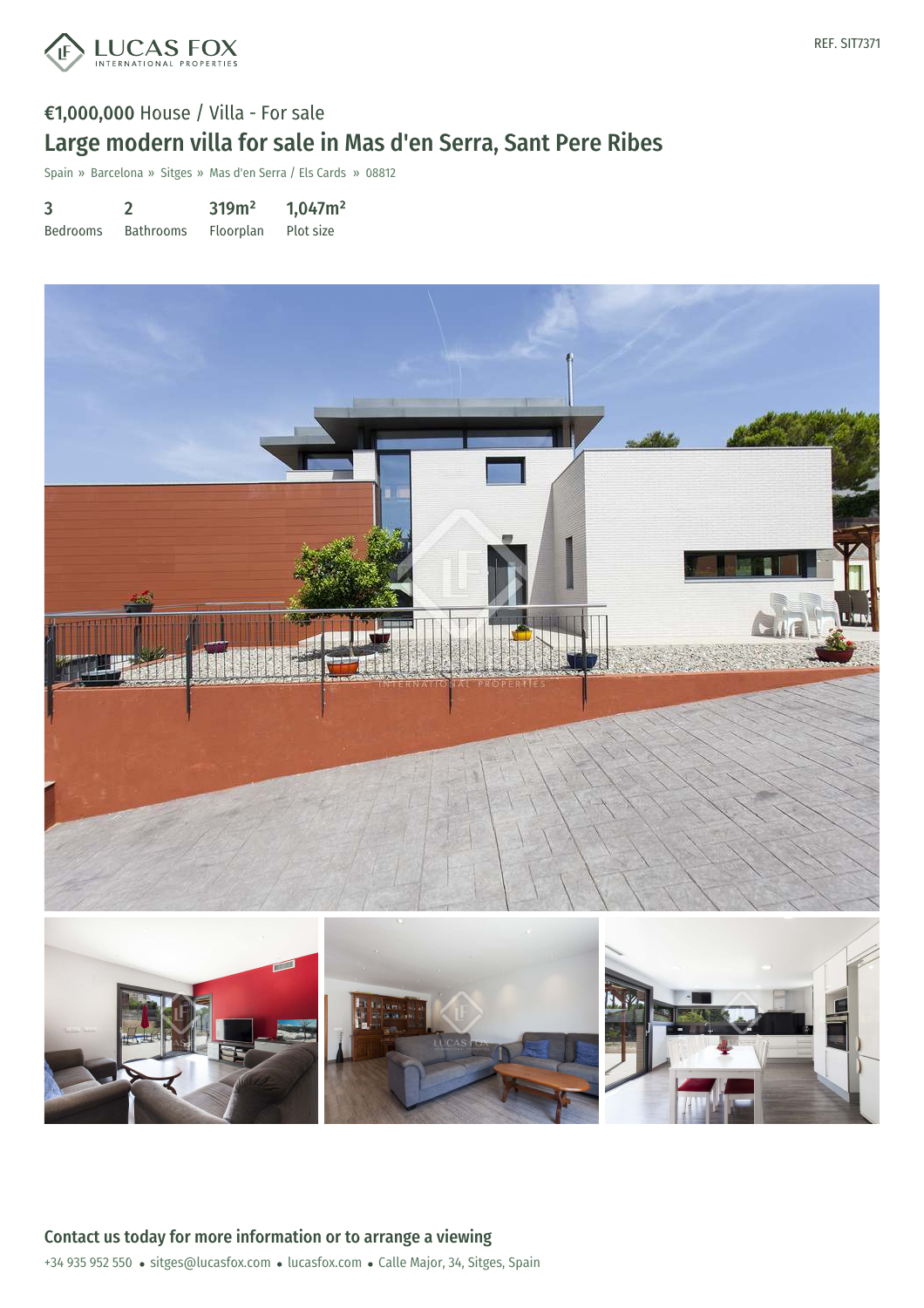REF. SIT7371

€1,000,000 House / Villa - For sale

# Large modern villa for sale in Mas d'en Serra, Sant Pere Ribes

Spain » Barcelona » Sitges » Mas d'en Serra / Els Cards » 08812

| 3 | 2 | 319m² | 1,047m² |
|---|---|---|---|
| Bedrooms | Bathrooms | Floorplan | Plot size |

## Contact us today for more information or to arrange a viewing

+34 935 952 550 • sitges@lucasfox.com • lucasfox.com • Calle Major, 34, Sitges, Spain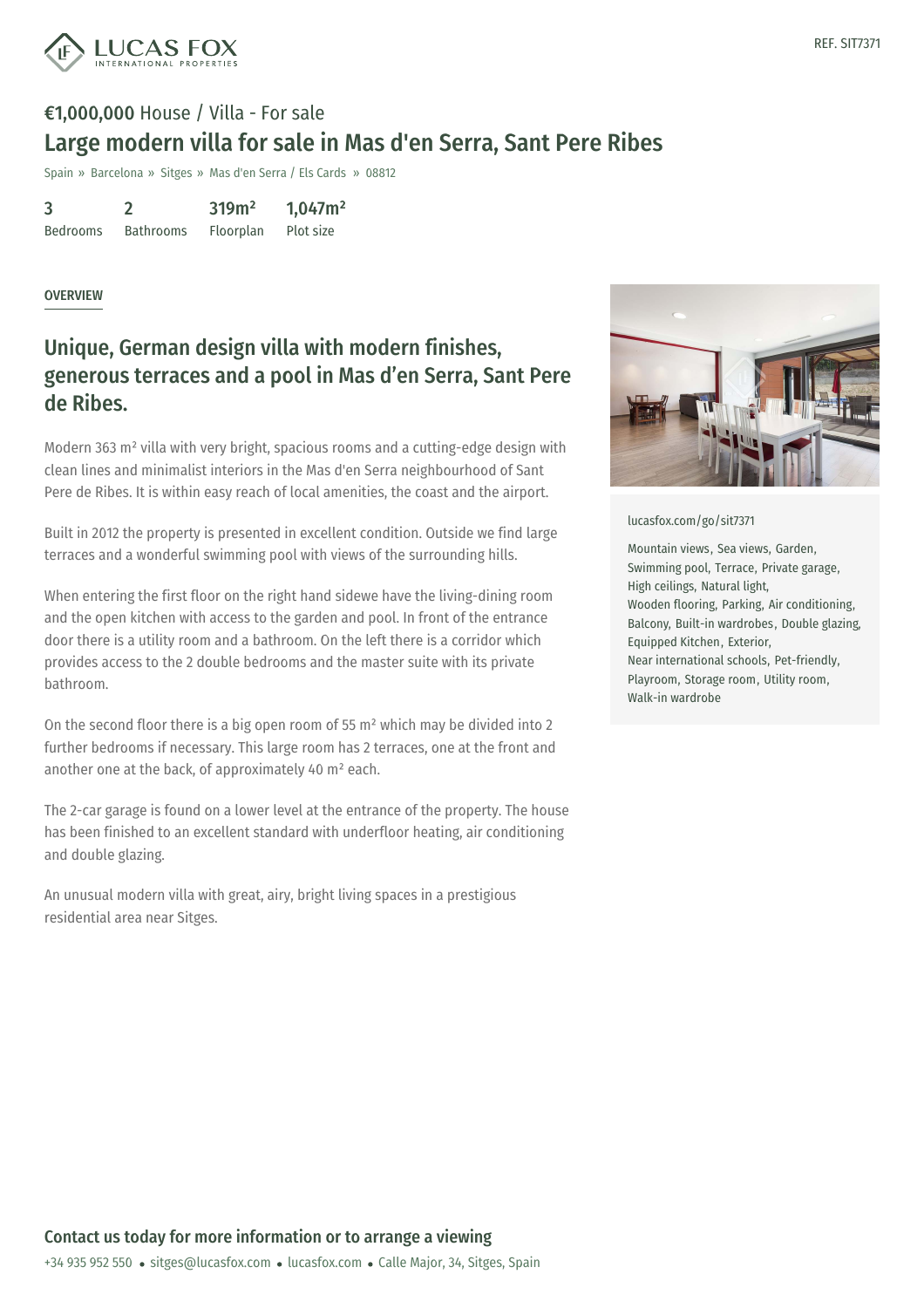LUCAS FOX INTERNATIONAL PROPERTIES

REF. SIT7371

**€1,000,000** House / Villa - For sale

# Large modern villa for sale in Mas d'en Serra, Sant Pere Ribes

Spain » Barcelona » Sitges » Mas d'en Serra / Els Cards » 08812

| 3 | 2 | 319m² | 1,047m² |
|---|---|---|---|
| Bedrooms | Bathrooms | Floorplan | Plot size |

OVERVIEW

## Unique, German design villa with modern finishes, generous terraces and a pool in Mas d'en Serra, Sant Pere de Ribes.

Modern 363 m² villa with very bright, spacious rooms and a cutting-edge design with clean lines and minimalist interiors in the Mas d'en Serra neighbourhood of Sant Pere de Ribes. It is within easy reach of local amenities, the coast and the airport.

Built in 2012 the property is presented in excellent condition. Outside we find large terraces and a wonderful swimming pool with views of the surrounding hills.

When entering the first floor on the right hand sidewe have the living-dining room and the open kitchen with access to the garden and pool. In front of the entrance door there is a utility room and a bathroom. On the left there is a corridor which provides access to the 2 double bedrooms and the master suite with its private bathroom.

On the second floor there is a big open room of 55 m² which may be divided into 2 further bedrooms if necessary. This large room has 2 terraces, one at the front and another one at the back, of approximately 40 m² each.

The 2-car garage is found on a lower level at the entrance of the property. The house has been finished to an excellent standard with underfloor heating, air conditioning and double glazing.

An unusual modern villa with great, airy, bright living spaces in a prestigious residential area near Sitges.

lucasfox.com/go/sit7371

Mountain views, Sea views, Garden, Swimming pool, Terrace, Private garage, High ceilings, Natural light, Wooden flooring, Parking, Air conditioning, Balcony, Built-in wardrobes, Double glazing, Equipped Kitchen, Exterior, Near international schools, Pet-friendly, Playroom, Storage room, Utility room, Walk-in wardrobe

**Contact us today for more information or to arrange a viewing**

+34 935 952 550 • sitges@lucasfox.com • lucasfox.com • Calle Major, 34, Sitges, Spain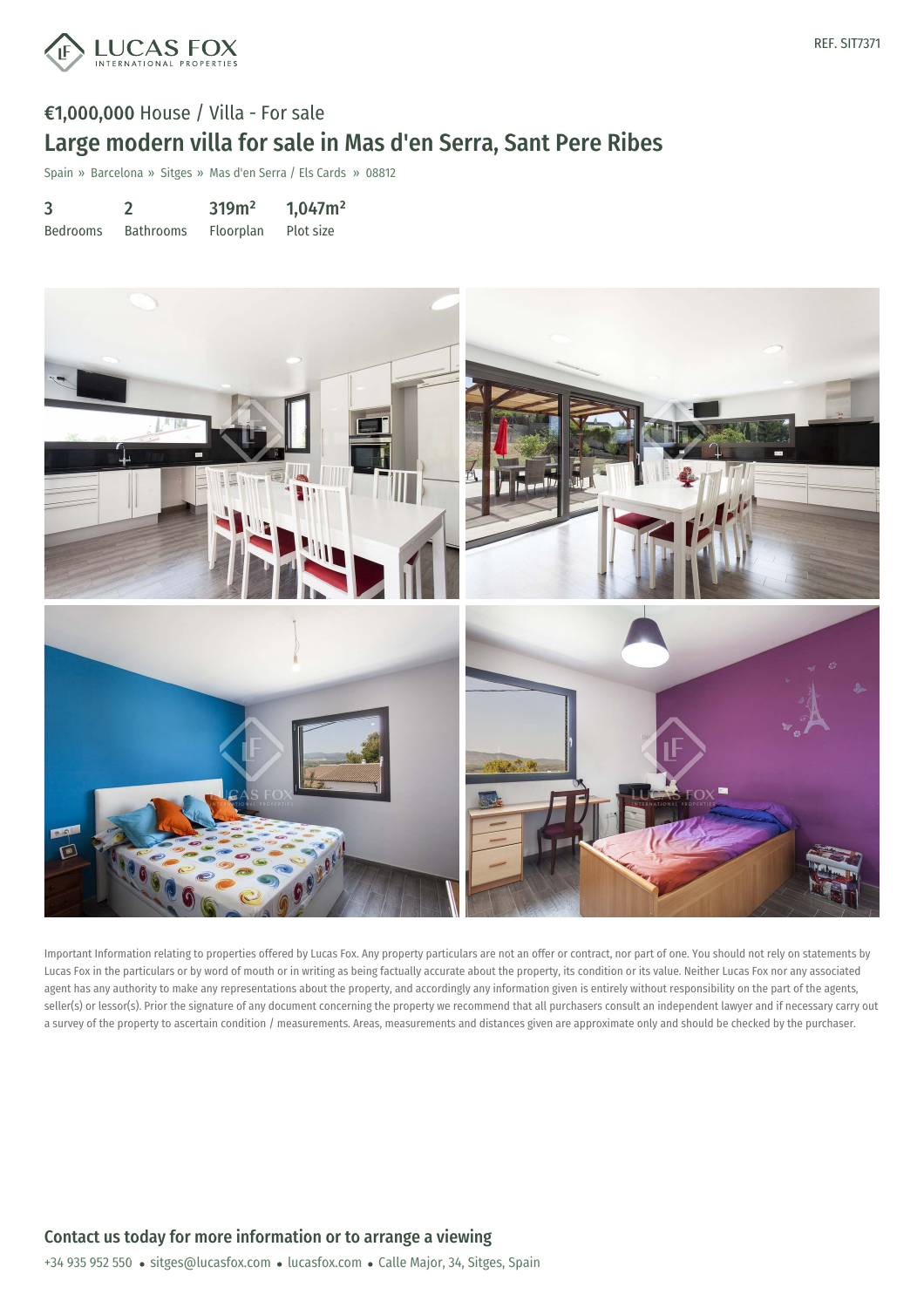€1,000,000 House / Villa - For sale

# Large modern villa for sale in Mas d'en Serra, Sant Pere Ribes

Spain » Barcelona » Sitges » Mas d'en Serra / Els Cards » 08812

| 3 | 2 | 319m² | 1,047m² |
| --- | --- | --- | --- |
| Bedrooms | Bathrooms | Floorplan | Plot size |

Important Information relating to properties offered by Lucas Fox. Any property particulars are not an offer or contract, nor part of one. You should not rely on statements by Lucas Fox in the particulars or by word of mouth or in writing as being factually accurate about the property, its condition or its value. Neither Lucas Fox nor any associated agent has any authority to make any representations about the property, and accordingly any information given is entirely without responsibility on the part of the agents, seller(s) or lessor(s). Prior the signature of any document concerning the property we recommend that all purchasers consult an independent lawyer and if necessary carry out a survey of the property to ascertain condition / measurements. Areas, measurements and distances given are approximate only and should be checked by the purchaser.

## Contact us today for more information or to arrange a viewing

+34 935 952 550 • sitges@lucasfox.com • lucasfox.com • Calle Major, 34, Sitges, Spain